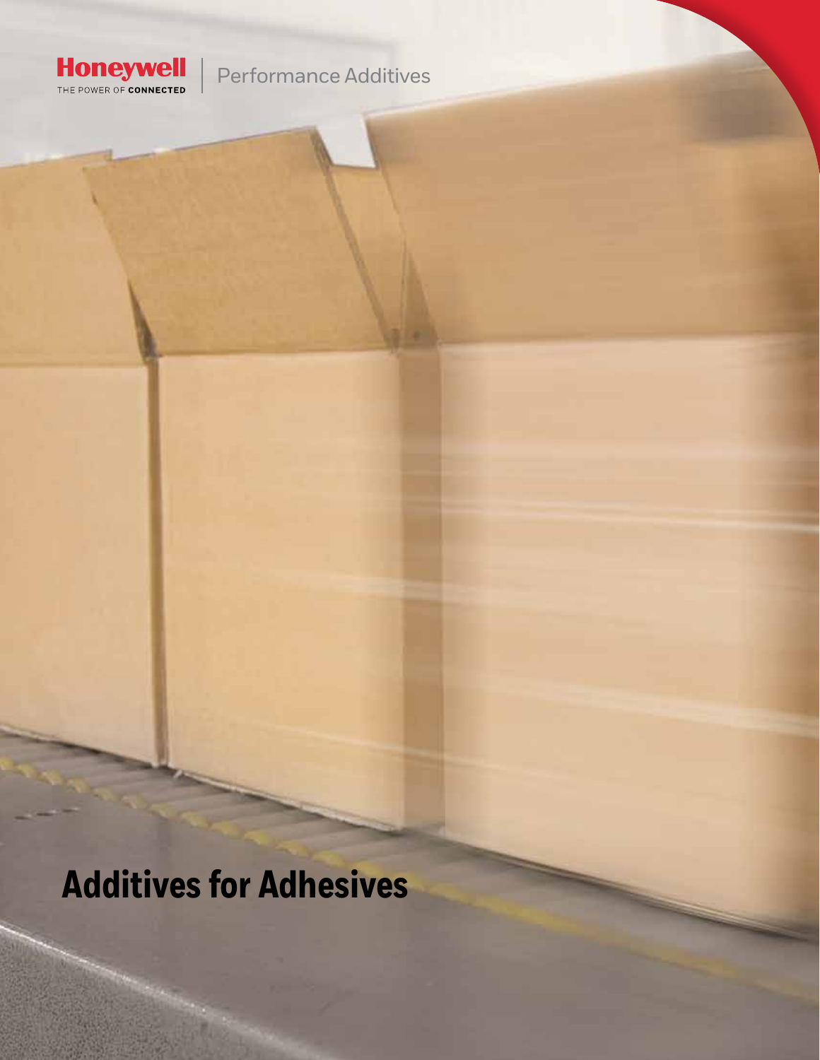Honeywell | Performance Additives

THE POWER OF CONNECTED

# Additives for Adhesives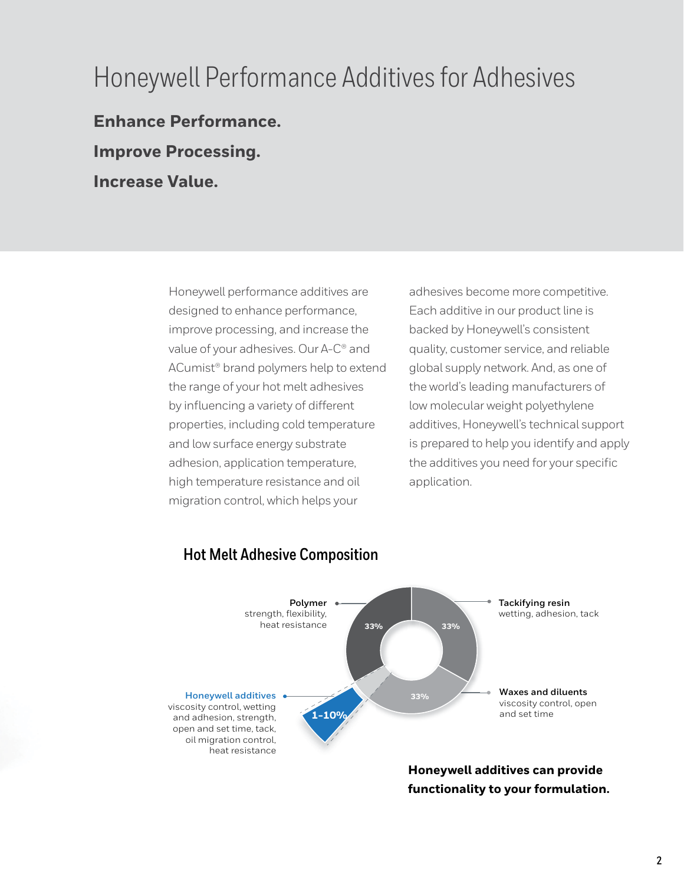# Honeywell Performance Additives for Adhesives

**Enhance Performance.**

**Improve Processing.**

**Increase Value.**

Honeywell performance additives are designed to enhance performance, improve processing, and increase the value of your adhesives. Our A-C® and ACumist® brand polymers help to extend the range of your hot melt adhesives by influencing a variety of different properties, including cold temperature and low surface energy substrate adhesion, application temperature, high temperature resistance and oil migration control, which helps your adhesives become more competitive. Each additive in our product line is backed by Honeywell's consistent quality, customer service, and reliable global supply network. And, as one of the world's leading manufacturers of low molecular weight polyethylene additives, Honeywell's technical support is prepared to help you identify and apply the additives you need for your specific application.

## Hot Melt Adhesive Composition

**Polymer**
strength, flexibility, heat resistance

33%

**Tackifying resin**
wetting, adhesion, tack

33%

**Waxes and diluents**
viscosity control, open and set time

33%

**Honeywell additives**
viscosity control, wetting and adhesion, strength, open and set time, tack, oil migration control, heat resistance

1-10%

**Honeywell additives can provide functionality to your formulation.**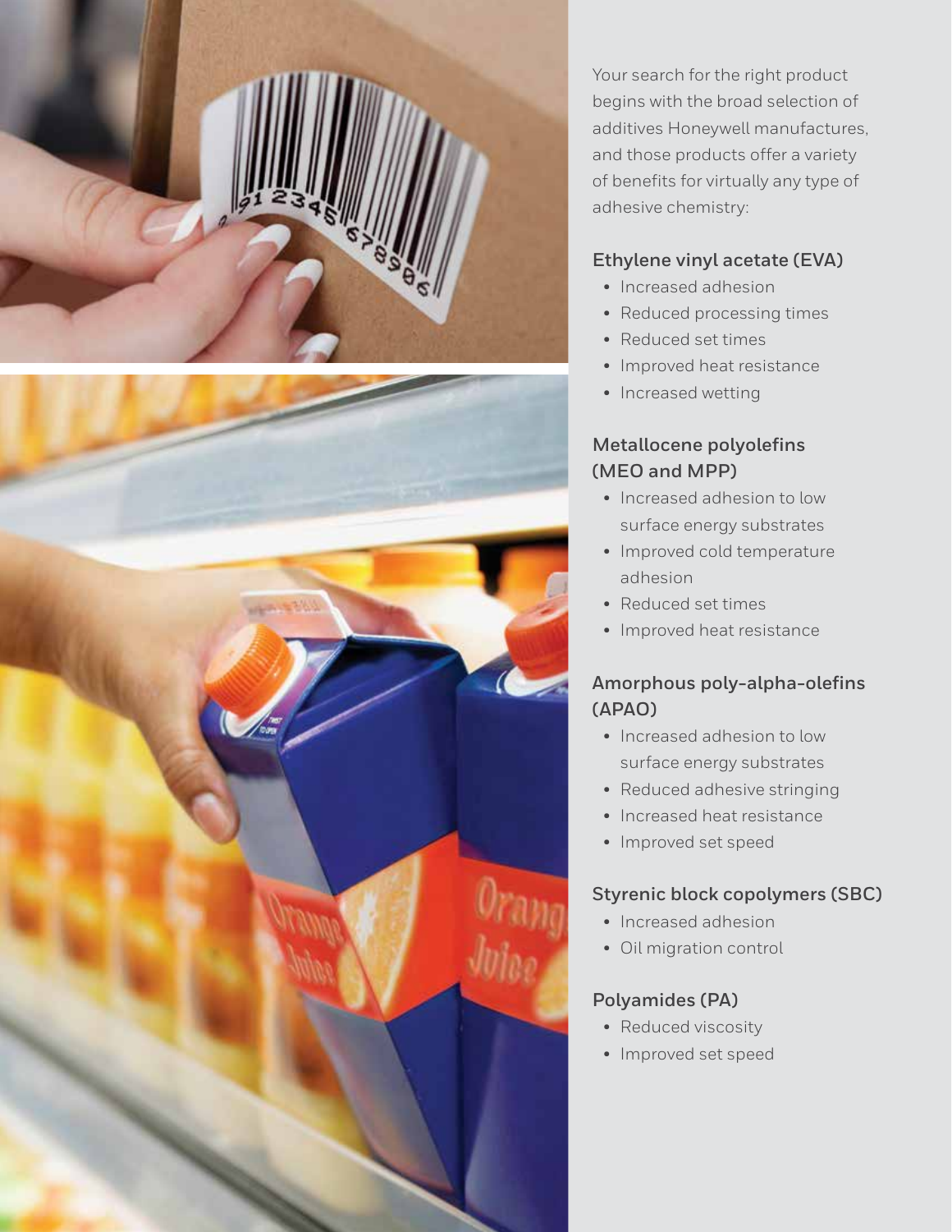Your search for the right product begins with the broad selection of additives Honeywell manufactures, and those products offer a variety of benefits for virtually any type of adhesive chemistry:

### Ethylene vinyl acetate (EVA)

- Increased adhesion
- Reduced processing times
- Reduced set times
- Improved heat resistance
- Increased wetting

### Metallocene polyolefins (MEO and MPP)

- Increased adhesion to low surface energy substrates
- Improved cold temperature adhesion
- Reduced set times
- Improved heat resistance

### Amorphous poly-alpha-olefins (APAO)

- Increased adhesion to low surface energy substrates
- Reduced adhesive stringing
- Increased heat resistance
- Improved set speed

### Styrenic block copolymers (SBC)

- Increased adhesion
- Oil migration control

### Polyamides (PA)

- Reduced viscosity
- Improved set speed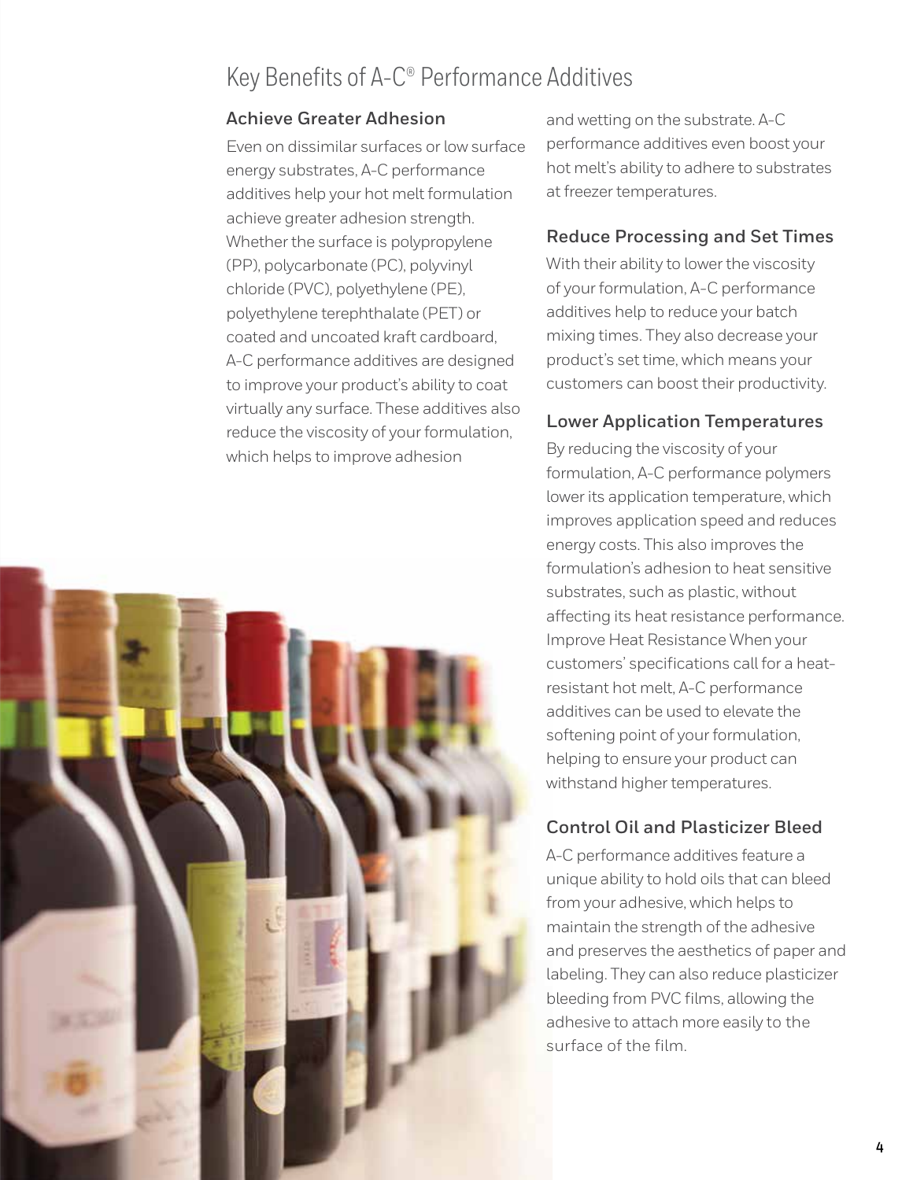# Key Benefits of A-C® Performance Additives

### Achieve Greater Adhesion

Even on dissimilar surfaces or low surface energy substrates, A-C performance additives help your hot melt formulation achieve greater adhesion strength. Whether the surface is polypropylene (PP), polycarbonate (PC), polyvinyl chloride (PVC), polyethylene (PE), polyethylene terephthalate (PET) or coated and uncoated kraft cardboard, A-C performance additives are designed to improve your product's ability to coat virtually any surface. These additives also reduce the viscosity of your formulation, which helps to improve adhesion and wetting on the substrate. A-C performance additives even boost your hot melt's ability to adhere to substrates at freezer temperatures.

### Reduce Processing and Set Times

With their ability to lower the viscosity of your formulation, A-C performance additives help to reduce your batch mixing times. They also decrease your product's set time, which means your customers can boost their productivity.

### Lower Application Temperatures

By reducing the viscosity of your formulation, A-C performance polymers lower its application temperature, which improves application speed and reduces energy costs. This also improves the formulation's adhesion to heat sensitive substrates, such as plastic, without affecting its heat resistance performance. Improve Heat Resistance When your customers' specifications call for a heat-resistant hot melt, A-C performance additives can be used to elevate the softening point of your formulation, helping to ensure your product can withstand higher temperatures.

### Control Oil and Plasticizer Bleed

A-C performance additives feature a unique ability to hold oils that can bleed from your adhesive, which helps to maintain the strength of the adhesive and preserves the aesthetics of paper and labeling. They can also reduce plasticizer bleeding from PVC films, allowing the adhesive to attach more easily to the surface of the film.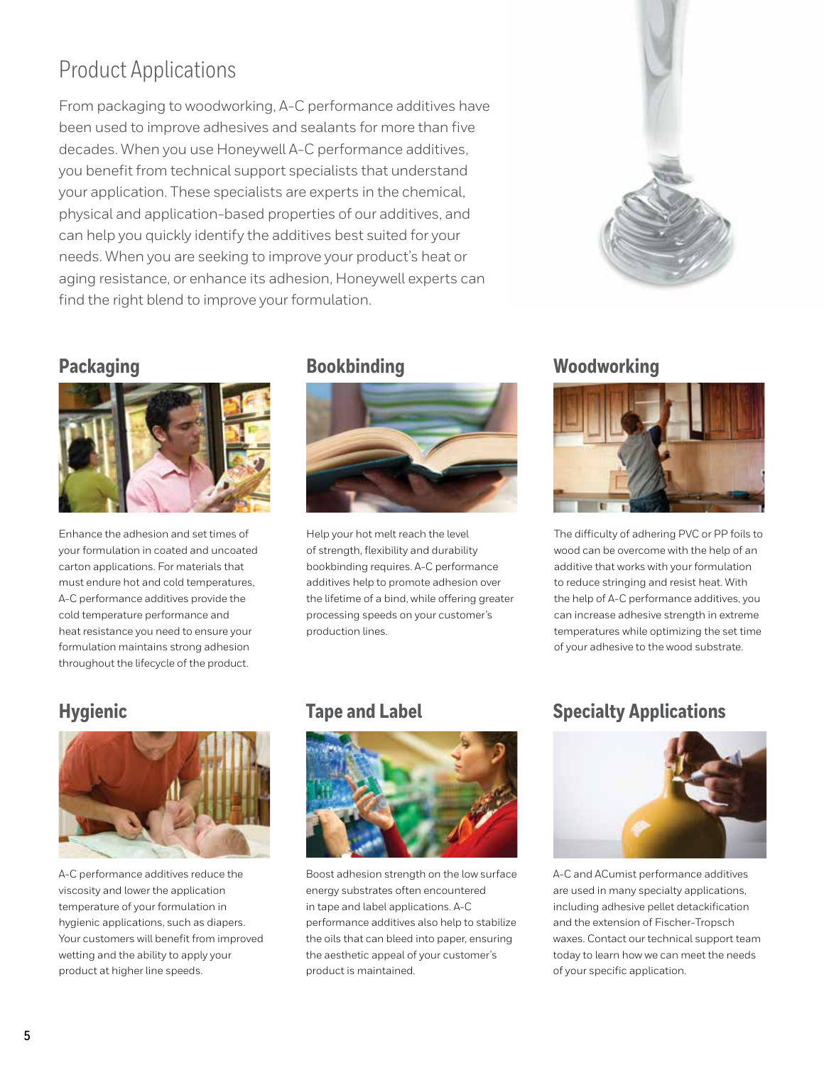# Product Applications

From packaging to woodworking, A-C performance additives have been used to improve adhesives and sealants for more than five decades. When you use Honeywell A-C performance additives, you benefit from technical support specialists that understand your application. These specialists are experts in the chemical, physical and application-based properties of our additives, and can help you quickly identify the additives best suited for your needs. When you are seeking to improve your product's heat or aging resistance, or enhance its adhesion, Honeywell experts can find the right blend to improve your formulation.

## Packaging

Enhance the adhesion and set times of your formulation in coated and uncoated carton applications. For materials that must endure hot and cold temperatures, A-C performance additives provide the cold temperature performance and heat resistance you need to ensure your formulation maintains strong adhesion throughout the lifecycle of the product.

## Bookbinding

Help your hot melt reach the level of strength, flexibility and durability bookbinding requires. A-C performance additives help to promote adhesion over the lifetime of a bind, while offering greater processing speeds on your customer's production lines.

## Woodworking

The difficulty of adhering PVC or PP foils to wood can be overcome with the help of an additive that works with your formulation to reduce stringing and resist heat. With the help of A-C performance additives, you can increase adhesive strength in extreme temperatures while optimizing the set time of your adhesive to the wood substrate.

## Hygienic

A-C performance additives reduce the viscosity and lower the application temperature of your formulation in hygienic applications, such as diapers. Your customers will benefit from improved wetting and the ability to apply your product at higher line speeds.

## Tape and Label

Boost adhesion strength on the low surface energy substrates often encountered in tape and label applications. A-C performance additives also help to stabilize the oils that can bleed into paper, ensuring the aesthetic appeal of your customer's product is maintained.

## Specialty Applications

A-C and ACumist performance additives are used in many specialty applications, including adhesive pellet detackification and the extension of Fischer-Tropsch waxes. Contact our technical support team today to learn how we can meet the needs of your specific application.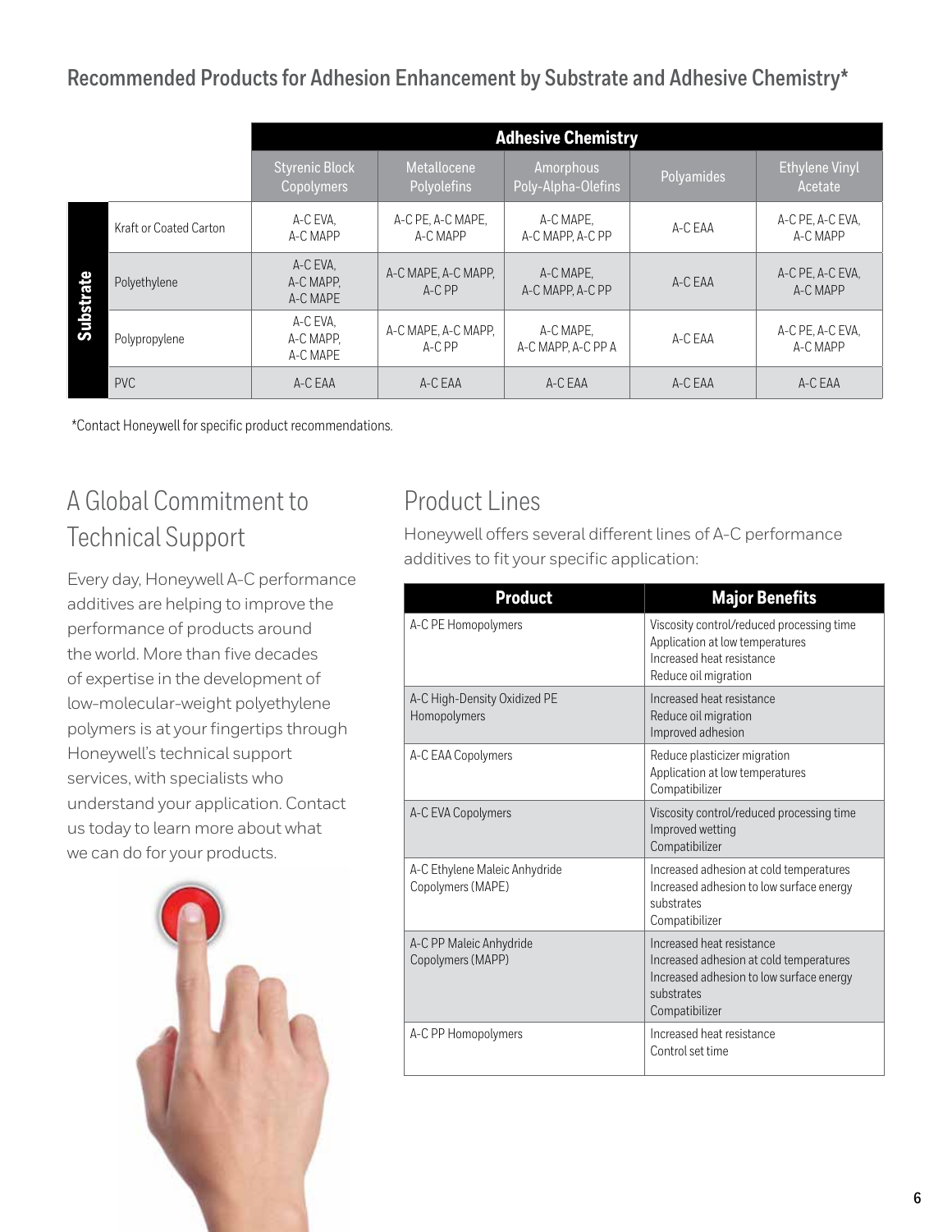### Recommended Products for Adhesion Enhancement by Substrate and Adhesive Chemistry*

| Substrate | Styrenic Block Copolymers | Metallocene Polyolefins | Amorphous Poly-Alpha-Olefins | Polyamides | Ethylene Vinyl Acetate |
|---|---|---|---|---|---|
| Kraft or Coated Carton | A-C EVA, A-C MAPP | A-C PE, A-C MAPE, A-C MAPP | A-C MAPE, A-C MAPP, A-C PP | A-C EAA | A-C PE, A-C EVA, A-C MAPP |
| Polyethylene | A-C EVA, A-C MAPP, A-C MAPE | A-C MAPE, A-C MAPP, A-C PP | A-C MAPE, A-C MAPP, A-C PP | A-C EAA | A-C PE, A-C EVA, A-C MAPP |
| Polypropylene | A-C EVA, A-C MAPP, A-C MAPE | A-C MAPE, A-C MAPP, A-C PP | A-C MAPE, A-C MAPP, A-C PP A | A-C EAA | A-C PE, A-C EVA, A-C MAPP |
| PVC | A-C EAA | A-C EAA | A-C EAA | A-C EAA | A-C EAA |

*Contact Honeywell for specific product recommendations.

## A Global Commitment to Technical Support

Every day, Honeywell A-C performance additives are helping to improve the performance of products around the world. More than five decades of expertise in the development of low-molecular-weight polyethylene polymers is at your fingertips through Honeywell's technical support services, with specialists who understand your application. Contact us today to learn more about what we can do for your products.

## Product Lines

Honeywell offers several different lines of A-C performance additives to fit your specific application:

| Product | Major Benefits |
|---|---|
| A-C PE Homopolymers | Viscosity control/reduced processing time<br>Application at low temperatures<br>Increased heat resistance<br>Reduce oil migration |
| A-C High-Density Oxidized PE Homopolymers | Increased heat resistance<br>Reduce oil migration<br>Improved adhesion |
| A-C EAA Copolymers | Reduce plasticizer migration<br>Application at low temperatures<br>Compatibilizer |
| A-C EVA Copolymers | Viscosity control/reduced processing time<br>Improved wetting<br>Compatibilizer |
| A-C Ethylene Maleic Anhydride Copolymers (MAPE) | Increased adhesion at cold temperatures<br>Increased adhesion to low surface energy substrates<br>Compatibilizer |
| A-C PP Maleic Anhydride Copolymers (MAPP) | Increased heat resistance<br>Increased adhesion at cold temperatures<br>Increased adhesion to low surface energy substrates<br>Compatibilizer |
| A-C PP Homopolymers | Increased heat resistance<br>Control set time |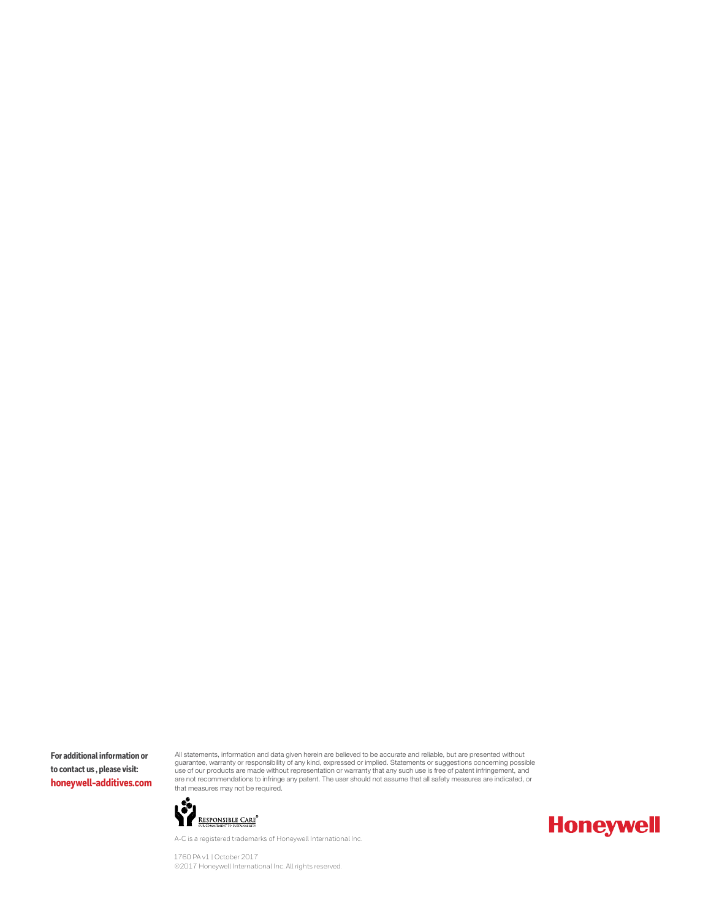**For additional information or to contact us , please visit:**
**honeywell-additives.com**

All statements, information and data given herein are believed to be accurate and reliable, but are presented without guarantee, warranty or responsibility of any kind, expressed or implied. Statements or suggestions concerning possible use of our products are made without representation or warranty that any such use is free of patent infringement, and are not recommendations to infringe any patent. The user should not assume that all safety measures are indicated, or that measures may not be required.

Responsible Care®
OUR COMMITMENT TO SUSTAINABILITY

A-C is a registered trademarks of Honeywell International Inc.

1760 PA v1 | October 2017
©2017 Honeywell International Inc. All rights reserved.

Honeywell